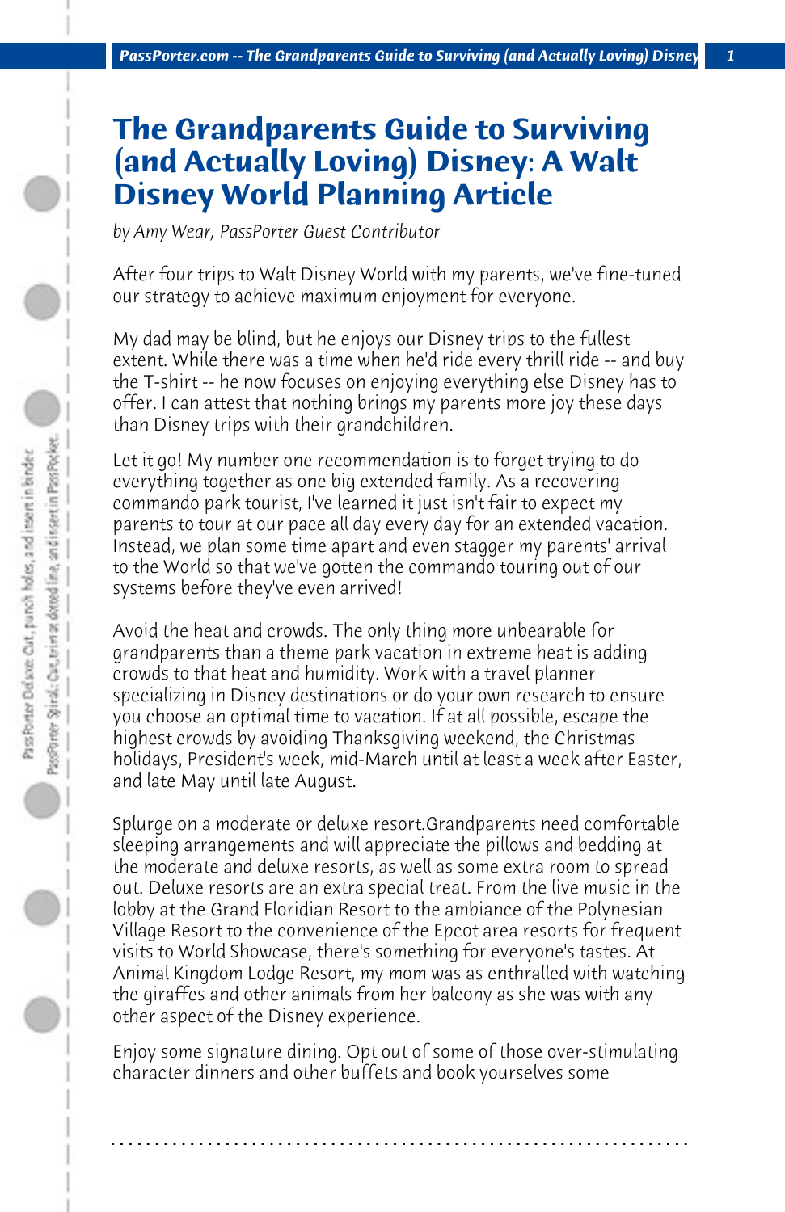# The Grandparents Guide to Surviving (and Actually Loving) Disney: A Walt Disney World Planning Article

*by Amy Wear, PassPorter Guest Contributor*

After four trips to Walt Disney World with my parents, we've fine-tuned our strategy to achieve maximum enjoyment for everyone.

My dad may be blind, but he enjoys our Disney trips to the fullest extent. While there was a time when he'd ride every thrill ride -- and buy the T-shirt -- he now focuses on enjoying everything else Disney has to offer. I can attest that nothing brings my parents more joy these days than Disney trips with their grandchildren.

Let it go! My number one recommendation is to forget trying to do everything together as one big extended family. As a recovering commando park tourist, I've learned it just isn't fair to expect my parents to tour at our pace all day every day for an extended vacation. Instead, we plan some time apart and even stagger my parents' arrival to the World so that we've gotten the commando touring out of our systems before they've even arrived!

Avoid the heat and crowds. The only thing more unbearable for grandparents than a theme park vacation in extreme heat is adding crowds to that heat and humidity. Work with a travel planner specializing in Disney destinations or do your own research to ensure you choose an optimal time to vacation. If at all possible, escape the highest crowds by avoiding Thanksgiving weekend, the Christmas holidays, President's week, mid-March until at least a week after Easter, and late May until late August.

Splurge on a moderate or deluxe resort.Grandparents need comfortable sleeping arrangements and will appreciate the pillows and bedding at the moderate and deluxe resorts, as well as some extra room to spread out. Deluxe resorts are an extra special treat. From the live music in the lobby at the Grand Floridian Resort to the ambiance of the Polynesian Village Resort to the convenience of the Epcot area resorts for frequent visits to World Showcase, there's something for everyone's tastes. At Animal Kingdom Lodge Resort, my mom was as enthralled with watching the giraffes and other animals from her balcony as she was with any other aspect of the Disney experience.

Enjoy some signature dining. Opt out of some of those over-stimulating character dinners and other buffets and book yourselves some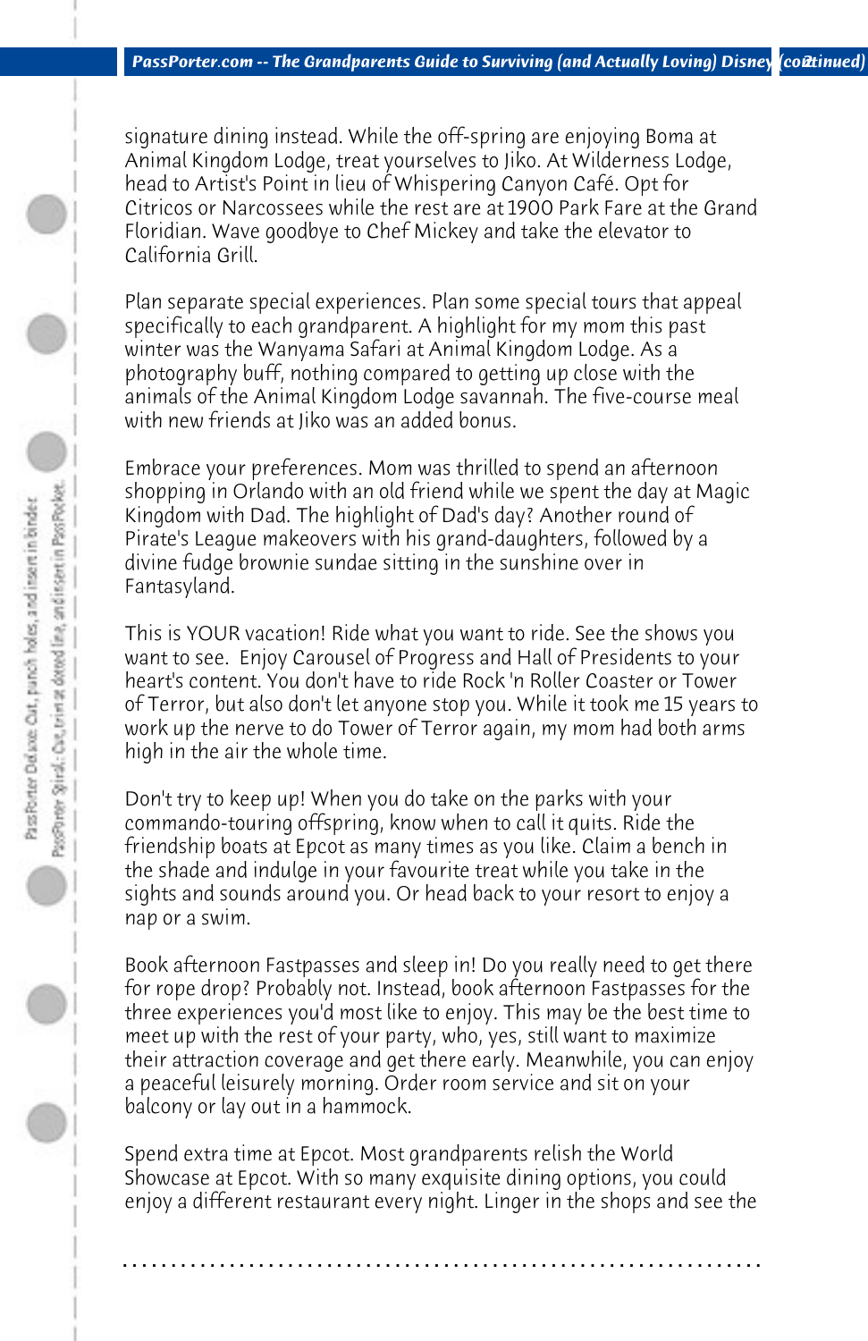signature dining instead. While the off-spring are enjoying Boma at Animal Kingdom Lodge, treat yourselves to Jiko. At Wilderness Lodge, head to Artist's Point in lieu of Whispering Canyon Café. Opt for Citricos or Narcossees while the rest are at 1900 Park Fare at the Grand Floridian. Wave goodbye to Chef Mickey and take the elevator to California Grill.

Plan separate special experiences. Plan some special tours that appeal specifically to each grandparent. A highlight for my mom this past winter was the Wanyama Safari at Animal Kingdom Lodge. As a photography buff, nothing compared to getting up close with the animals of the Animal Kingdom Lodge savannah. The five-course meal with new friends at Jiko was an added bonus.

Embrace your preferences. Mom was thrilled to spend an afternoon shopping in Orlando with an old friend while we spent the day at Magic Kingdom with Dad. The highlight of Dad's day? Another round of Pirate's League makeovers with his grand-daughters, followed by a divine fudge brownie sundae sitting in the sunshine over in Fantasyland.

This is YOUR vacation! Ride what you want to ride. See the shows you want to see. Enjoy Carousel of Progress and Hall of Presidents to your heart's content. You don't have to ride Rock 'n Roller Coaster or Tower of Terror, but also don't let anyone stop you. While it took me 15 years to work up the nerve to do Tower of Terror again, my mom had both arms high in the air the whole time.

Don't try to keep up! When you do take on the parks with your commando-touring offspring, know when to call it quits. Ride the friendship boats at Epcot as many times as you like. Claim a bench in the shade and indulge in your favourite treat while you take in the sights and sounds around you. Or head back to your resort to enjoy a nap or a swim.

Book afternoon Fastpasses and sleep in! Do you really need to get there for rope drop? Probably not. Instead, book afternoon Fastpasses for the three experiences you'd most like to enjoy. This may be the best time to meet up with the rest of your party, who, yes, still want to maximize their attraction coverage and get there early. Meanwhile, you can enjoy a peaceful leisurely morning. Order room service and sit on your balcony or lay out in a hammock.

Spend extra time at Epcot. Most grandparents relish the World Showcase at Epcot. With so many exquisite dining options, you could enjoy a different restaurant every night. Linger in the shops and see the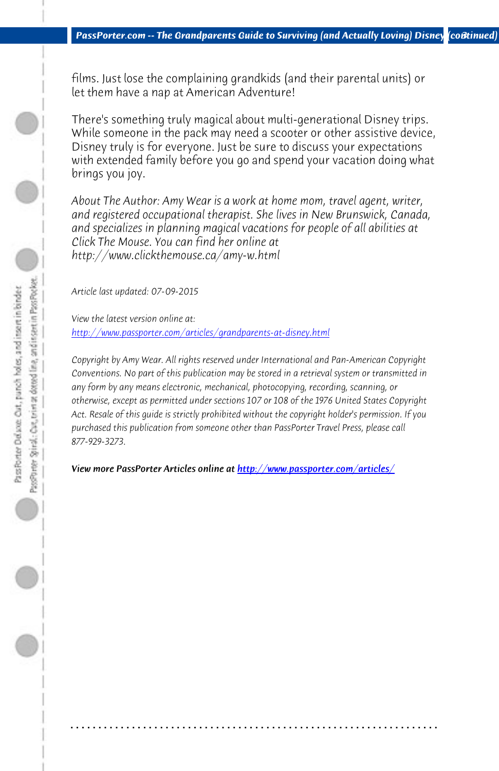films. Just lose the complaining grandkids (and their parental units) or let them have a nap at American Adventure!

There's something truly magical about multi-generational Disney trips. While someone in the pack may need a scooter or other assistive device, Disney truly is for everyone. Just be sure to discuss your expectations with extended family before you go and spend your vacation doing what brings you joy.

*About The Author: Amy Wear is a work at home mom, travel agent, writer, and registered occupational therapist. She lives in New Brunswick, Canada, and specializes in planning magical vacations for people of all abilities at Click The Mouse. You can find her online at http://www.clickthemouse.ca/amy-w.html*

*Article last updated: 07-09-2015*

*View the latest version online at:*
*http://www.passporter.com/articles/grandparents-at-disney.html*

*Copyright by Amy Wear. All rights reserved under International and Pan-American Copyright Conventions. No part of this publication may be stored in a retrieval system or transmitted in any form by any means electronic, mechanical, photocopying, recording, scanning, or otherwise, except as permitted under sections 107 or 108 of the 1976 United States Copyright Act. Resale of this guide is strictly prohibited without the copyright holder's permission. If you purchased this publication from someone other than PassPorter Travel Press, please call 877-929-3273.*

***View more PassPorter Articles online at http://www.passporter.com/articles/***